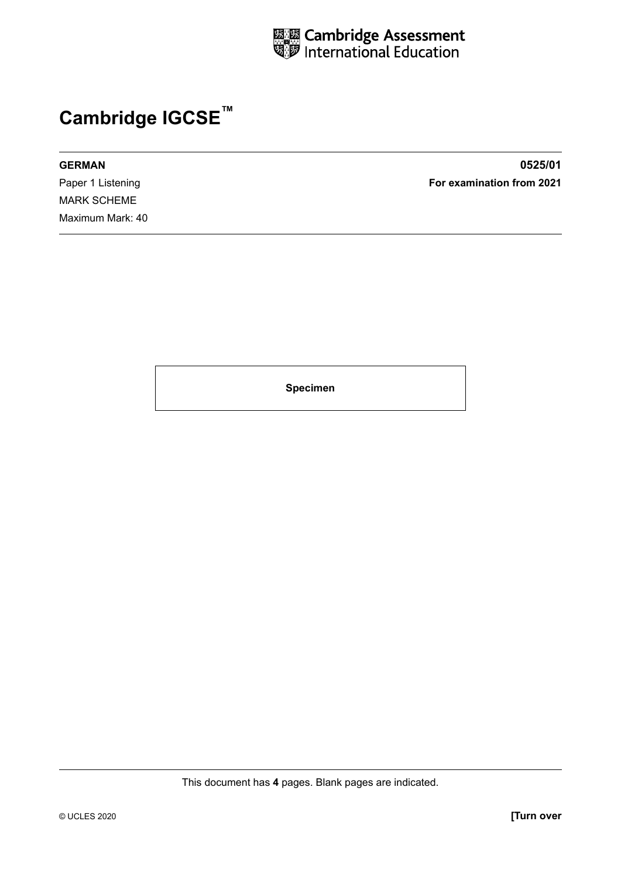Cambridge Assessment International Education

# Cambridge IGCSE™

**GERMAN** **0525/01**

Paper 1 Listening **For examination from 2021**

MARK SCHEME

Maximum Mark: 40

**Specimen**

This document has **4** pages. Blank pages are indicated.

© UCLES 2020 **[Turn over**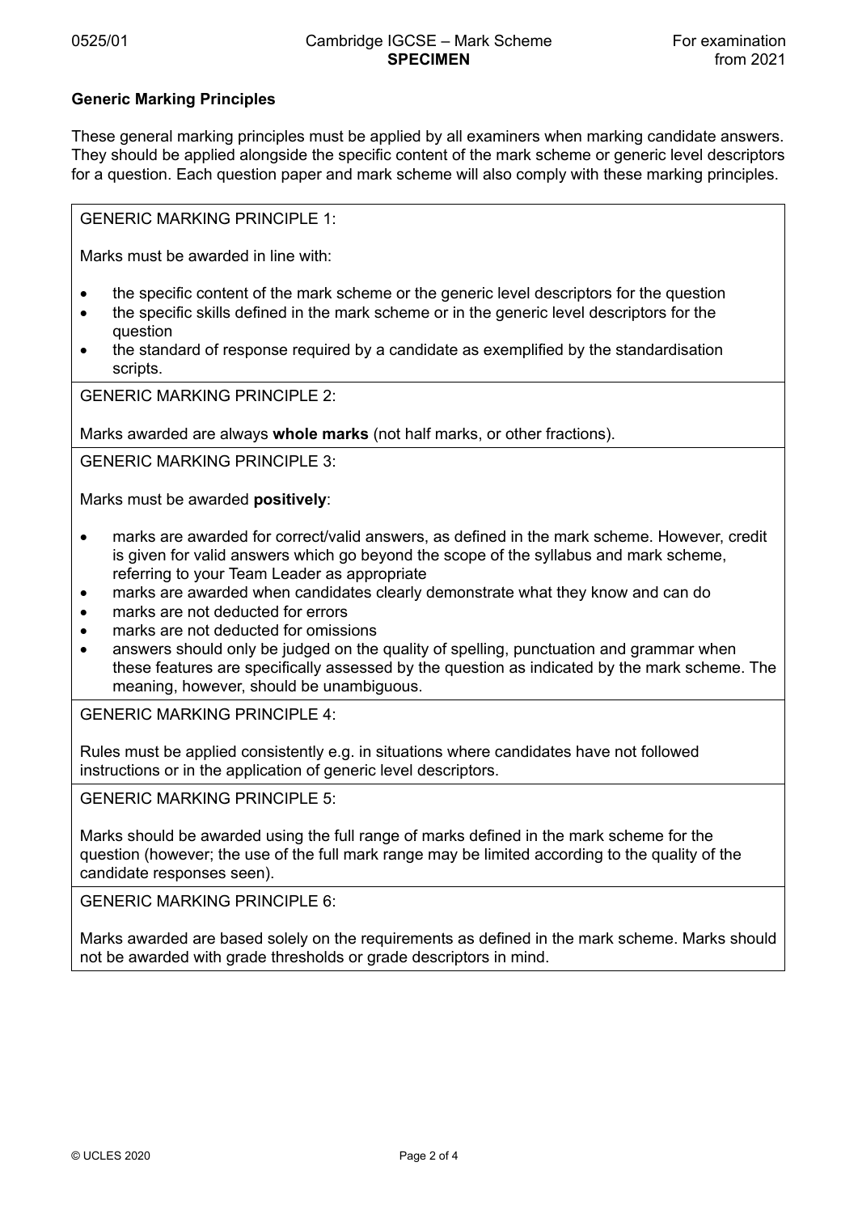## Generic Marking Principles

These general marking principles must be applied by all examiners when marking candidate answers. They should be applied alongside the specific content of the mark scheme or generic level descriptors for a question. Each question paper and mark scheme will also comply with these marking principles.

GENERIC MARKING PRINCIPLE 1:

Marks must be awarded in line with:

- the specific content of the mark scheme or the generic level descriptors for the question
- the specific skills defined in the mark scheme or in the generic level descriptors for the question
- the standard of response required by a candidate as exemplified by the standardisation scripts.

GENERIC MARKING PRINCIPLE 2:

Marks awarded are always **whole marks** (not half marks, or other fractions).

GENERIC MARKING PRINCIPLE 3:

Marks must be awarded **positively**:

- marks are awarded for correct/valid answers, as defined in the mark scheme. However, credit is given for valid answers which go beyond the scope of the syllabus and mark scheme, referring to your Team Leader as appropriate
- marks are awarded when candidates clearly demonstrate what they know and can do
- marks are not deducted for errors
- marks are not deducted for omissions
- answers should only be judged on the quality of spelling, punctuation and grammar when these features are specifically assessed by the question as indicated by the mark scheme. The meaning, however, should be unambiguous.

GENERIC MARKING PRINCIPLE 4:

Rules must be applied consistently e.g. in situations where candidates have not followed instructions or in the application of generic level descriptors.

GENERIC MARKING PRINCIPLE 5:

Marks should be awarded using the full range of marks defined in the mark scheme for the question (however; the use of the full mark range may be limited according to the quality of the candidate responses seen).

GENERIC MARKING PRINCIPLE 6:

Marks awarded are based solely on the requirements as defined in the mark scheme. Marks should not be awarded with grade thresholds or grade descriptors in mind.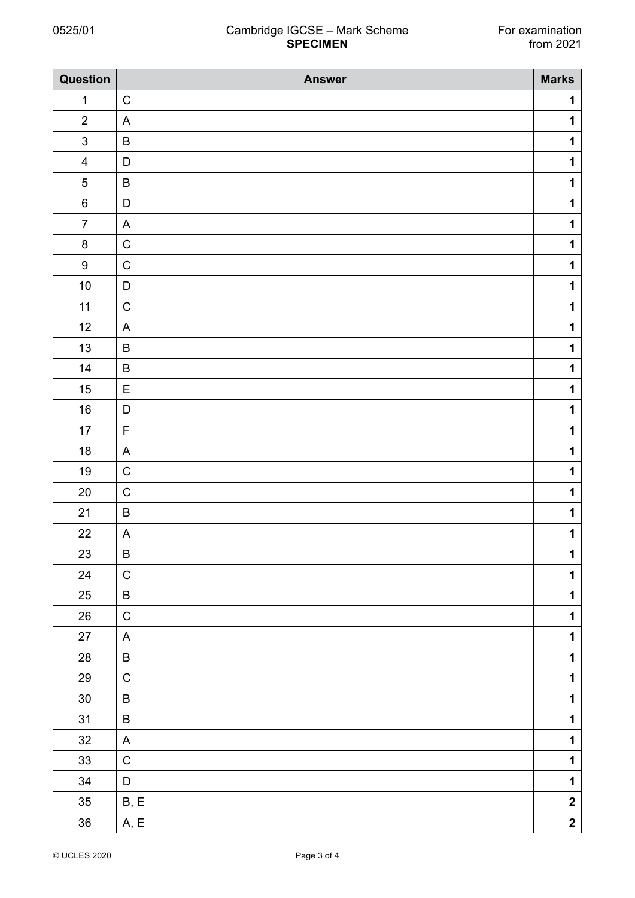| Question | Answer | Marks |
| --- | --- | --- |
| 1 | C | **1** |
| 2 | A | **1** |
| 3 | B | **1** |
| 4 | D | **1** |
| 5 | B | **1** |
| 6 | D | **1** |
| 7 | A | **1** |
| 8 | C | **1** |
| 9 | C | **1** |
| 10 | D | **1** |
| 11 | C | **1** |
| 12 | A | **1** |
| 13 | B | **1** |
| 14 | B | **1** |
| 15 | E | **1** |
| 16 | D | **1** |
| 17 | F | **1** |
| 18 | A | **1** |
| 19 | C | **1** |
| 20 | C | **1** |
| 21 | B | **1** |
| 22 | A | **1** |
| 23 | B | **1** |
| 24 | C | **1** |
| 25 | B | **1** |
| 26 | C | **1** |
| 27 | A | **1** |
| 28 | B | **1** |
| 29 | C | **1** |
| 30 | B | **1** |
| 31 | B | **1** |
| 32 | A | **1** |
| 33 | C | **1** |
| 34 | D | **1** |
| 35 | B, E | **2** |
| 36 | A, E | **2** |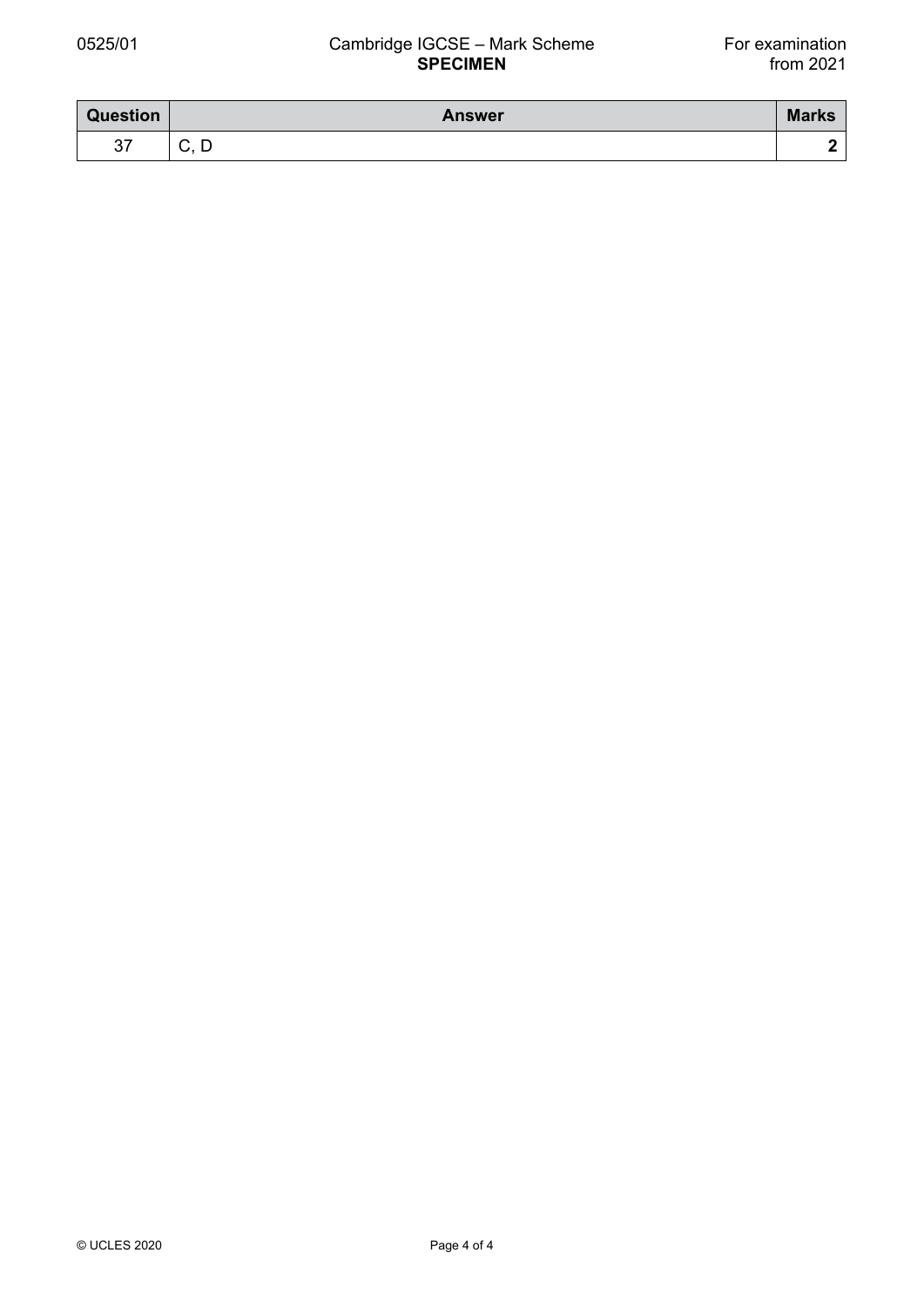| Question | Answer | Marks |
| --- | --- | --- |
| 37 | C, D | **2** |